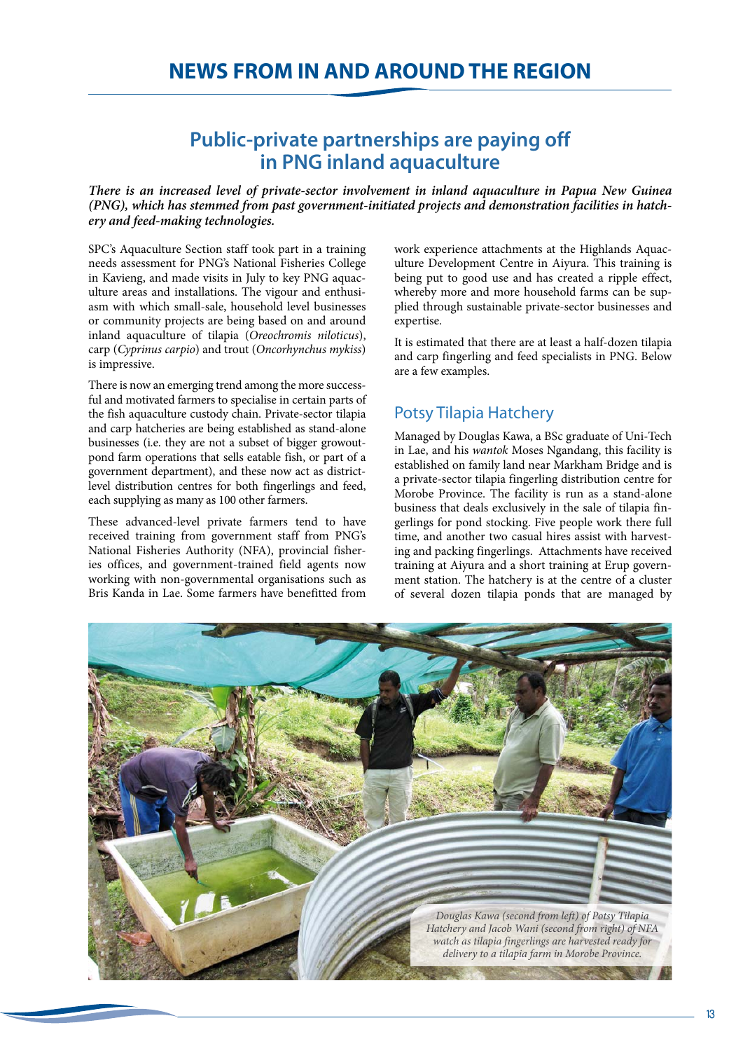# NEWS FROM IN AND AROUND THE REGION

## Public-private partnerships are paying off in PNG inland aquaculture

***There is an increased level of private-sector involvement in inland aquaculture in Papua New Guinea (PNG), which has stemmed from past government-initiated projects and demonstration facilities in hatchery and feed-making technologies.***

SPC's Aquaculture Section staff took part in a training needs assessment for PNG's National Fisheries College in Kavieng, and made visits in July to key PNG aquaculture areas and installations. The vigour and enthusiasm with which small-sale, household level businesses or community projects are being based on and around inland aquaculture of tilapia (*Oreochromis niloticus*), carp (*Cyprinus carpio*) and trout (*Oncorhynchus mykiss*) is impressive.

There is now an emerging trend among the more successful and motivated farmers to specialise in certain parts of the fish aquaculture custody chain. Private-sector tilapia and carp hatcheries are being established as stand-alone businesses (i.e. they are not a subset of bigger growout-pond farm operations that sells eatable fish, or part of a government department), and these now act as district-level distribution centres for both fingerlings and feed, each supplying as many as 100 other farmers.

These advanced-level private farmers tend to have received training from government staff from PNG's National Fisheries Authority (NFA), provincial fisheries offices, and government-trained field agents now working with non-governmental organisations such as Bris Kanda in Lae. Some farmers have benefitted from work experience attachments at the Highlands Aquaculture Development Centre in Aiyura. This training is being put to good use and has created a ripple effect, whereby more and more household farms can be supplied through sustainable private-sector businesses and expertise.

It is estimated that there are at least a half-dozen tilapia and carp fingerling and feed specialists in PNG. Below are a few examples.

### Potsy Tilapia Hatchery

Managed by Douglas Kawa, a BSc graduate of Uni-Tech in Lae, and his *wantok* Moses Ngandang, this facility is established on family land near Markham Bridge and is a private-sector tilapia fingerling distribution centre for Morobe Province. The facility is run as a stand-alone business that deals exclusively in the sale of tilapia fingerlings for pond stocking. Five people work there full time, and another two casual hires assist with harvesting and packing fingerlings. Attachments have received training at Aiyura and a short training at Erup government station. The hatchery is at the centre of a cluster of several dozen tilapia ponds that are managed by

*Douglas Kawa (second from left) of Potsy Tilapia Hatchery and Jacob Wani (second from right) of NFA watch as tilapia fingerlings are harvested ready for delivery to a tilapia farm in Morobe Province.*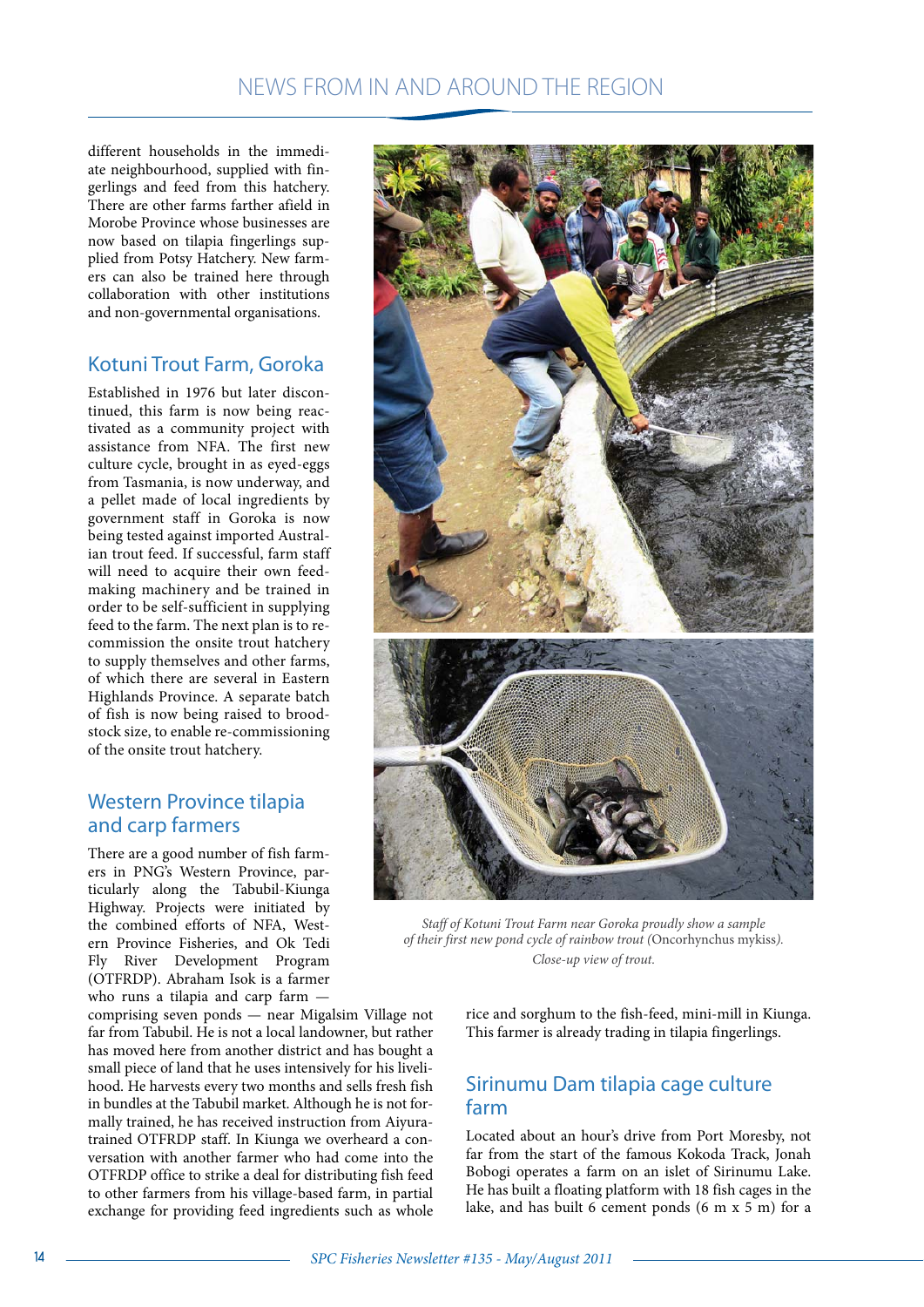different households in the immediate neighbourhood, supplied with fingerlings and feed from this hatchery. There are other farms farther afield in Morobe Province whose businesses are now based on tilapia fingerlings supplied from Potsy Hatchery. New farmers can also be trained here through collaboration with other institutions and non-governmental organisations.

## Kotuni Trout Farm, Goroka

Established in 1976 but later discontinued, this farm is now being reactivated as a community project with assistance from NFA. The first new culture cycle, brought in as eyed-eggs from Tasmania, is now underway, and a pellet made of local ingredients by government staff in Goroka is now being tested against imported Australian trout feed. If successful, farm staff will need to acquire their own feed-making machinery and be trained in order to be self-sufficient in supplying feed to the farm. The next plan is to re-commission the onsite trout hatchery to supply themselves and other farms, of which there are several in Eastern Highlands Province. A separate batch of fish is now being raised to broodstock size, to enable re-commissioning of the onsite trout hatchery.

*Staff of Kotuni Trout Farm near Goroka proudly show a sample of their first new pond cycle of rainbow trout (*Oncorhynchus mykiss*). Close-up view of trout.*

## Western Province tilapia and carp farmers

There are a good number of fish farmers in PNG's Western Province, particularly along the Tabubil-Kiunga Highway. Projects were initiated by the combined efforts of NFA, Western Province Fisheries, and Ok Tedi Fly River Development Program (OTFRDP). Abraham Isok is a farmer who runs a tilapia and carp farm — comprising seven ponds — near Migalsim Village not far from Tabubil. He is not a local landowner, but rather has moved here from another district and has bought a small piece of land that he uses intensively for his livelihood. He harvests every two months and sells fresh fish in bundles at the Tabubil market. Although he is not formally trained, he has received instruction from Aiyura-trained OTFRDP staff. In Kiunga we overheard a conversation with another farmer who had come into the OTFRDP office to strike a deal for distributing fish feed to other farmers from his village-based farm, in partial exchange for providing feed ingredients such as whole rice and sorghum to the fish-feed, mini-mill in Kiunga. This farmer is already trading in tilapia fingerlings.

## Sirinumu Dam tilapia cage culture farm

Located about an hour's drive from Port Moresby, not far from the start of the famous Kokoda Track, Jonah Bobogi operates a farm on an islet of Sirinumu Lake. He has built a floating platform with 18 fish cages in the lake, and has built 6 cement ponds (6 m x 5 m) for a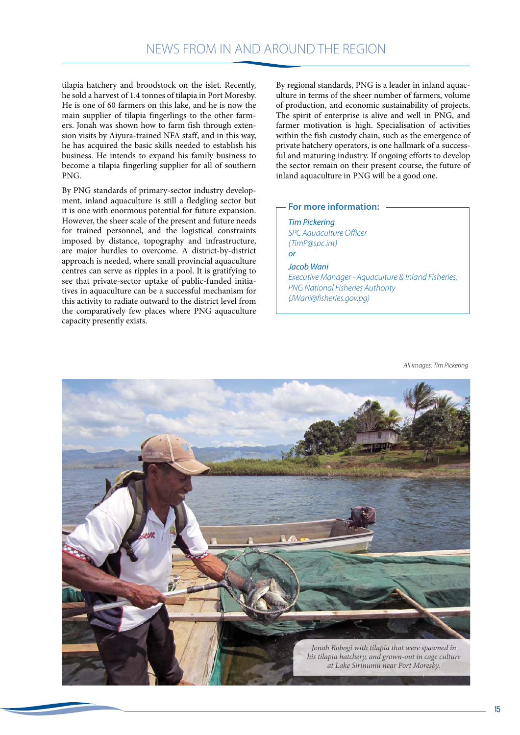tilapia hatchery and broodstock on the islet. Recently, he sold a harvest of 1.4 tonnes of tilapia in Port Moresby. He is one of 60 farmers on this lake, and he is now the main supplier of tilapia fingerlings to the other farmers. Jonah was shown how to farm fish through extension visits by Aiyura-trained NFA staff, and in this way, he has acquired the basic skills needed to establish his business. He intends to expand his family business to become a tilapia fingerling supplier for all of southern PNG.

By PNG standards of primary-sector industry development, inland aquaculture is still a fledgling sector but it is one with enormous potential for future expansion. However, the sheer scale of the present and future needs for trained personnel, and the logistical constraints imposed by distance, topography and infrastructure, are major hurdles to overcome. A district-by-district approach is needed, where small provincial aquaculture centres can serve as ripples in a pool. It is gratifying to see that private-sector uptake of public-funded initiatives in aquaculture can be a successful mechanism for this activity to radiate outward to the district level from the comparatively few places where PNG aquaculture capacity presently exists.

By regional standards, PNG is a leader in inland aquaculture in terms of the sheer number of farmers, volume of production, and economic sustainability of projects. The spirit of enterprise is alive and well in PNG, and farmer motivation is high. Specialisation of activities within the fish custody chain, such as the emergence of private hatchery operators, is one hallmark of a successful and maturing industry. If ongoing efforts to develop the sector remain on their present course, the future of inland aquaculture in PNG will be a good one.

**For more information:**

*Tim Pickering*
*SPC Aquaculture Officer*
*(TimP@spc.int)*
*or*
*Jacob Wani*
*Executive Manager - Aquaculture & Inland Fisheries,*
*PNG National Fisheries Authority*
*(JWani@fisheries.gov.pg)*

*All images: Tim Pickering*

*Jonah Bobogi with tilapia that were spawned in his tilapia hatchery, and grown-out in cage culture at Lake Sirinumu near Port Moresby.*